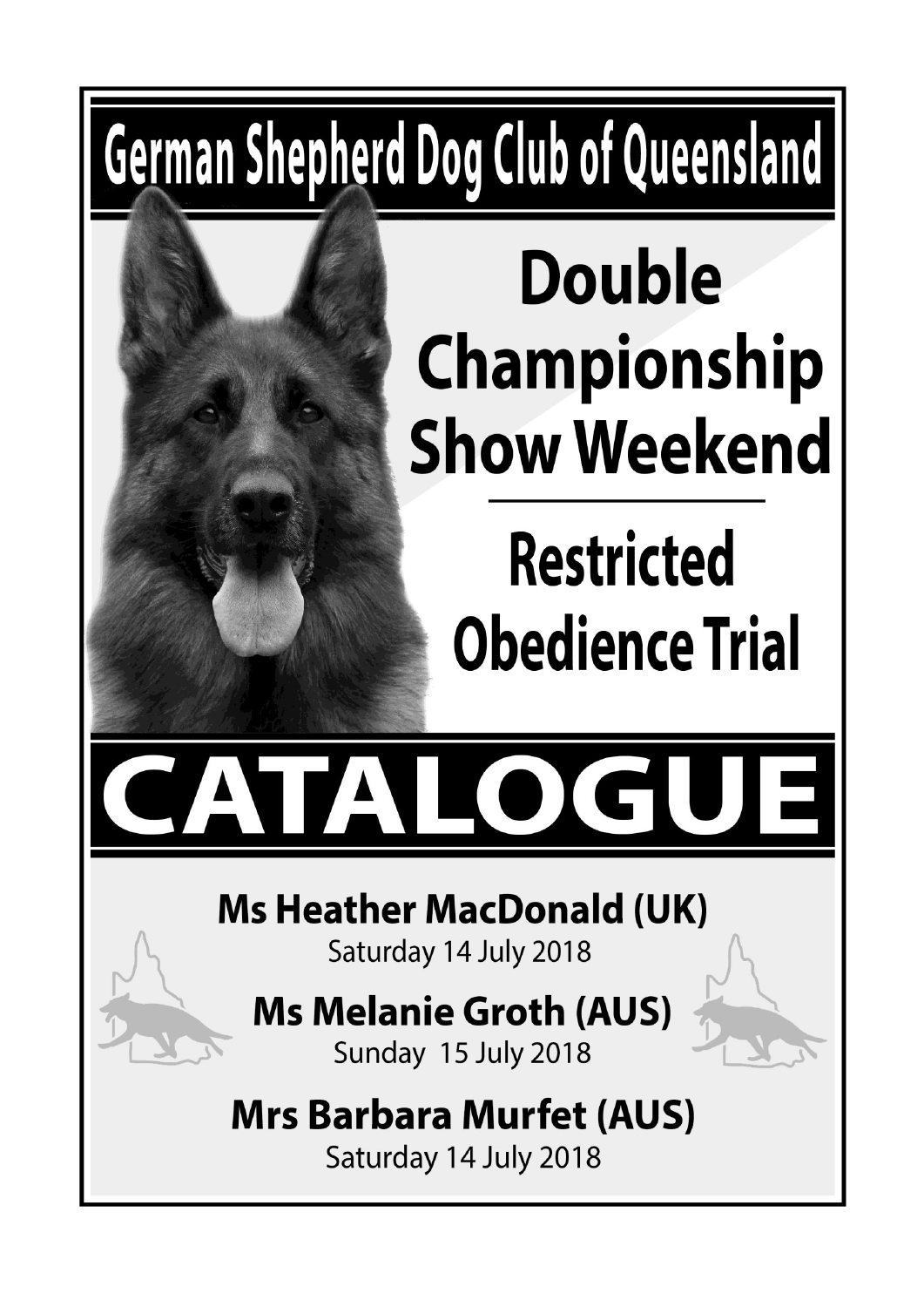# German Shepherd Dog Club of Queensland

## Double Championship Show Weekend

## Restricted Obedience Trial

# CATALOGUE

**Ms Heather MacDonald (UK)**
Saturday 14 July 2018

**Ms Melanie Groth (AUS)**
Sunday 15 July 2018

**Mrs Barbara Murfet (AUS)**
Saturday 14 July 2018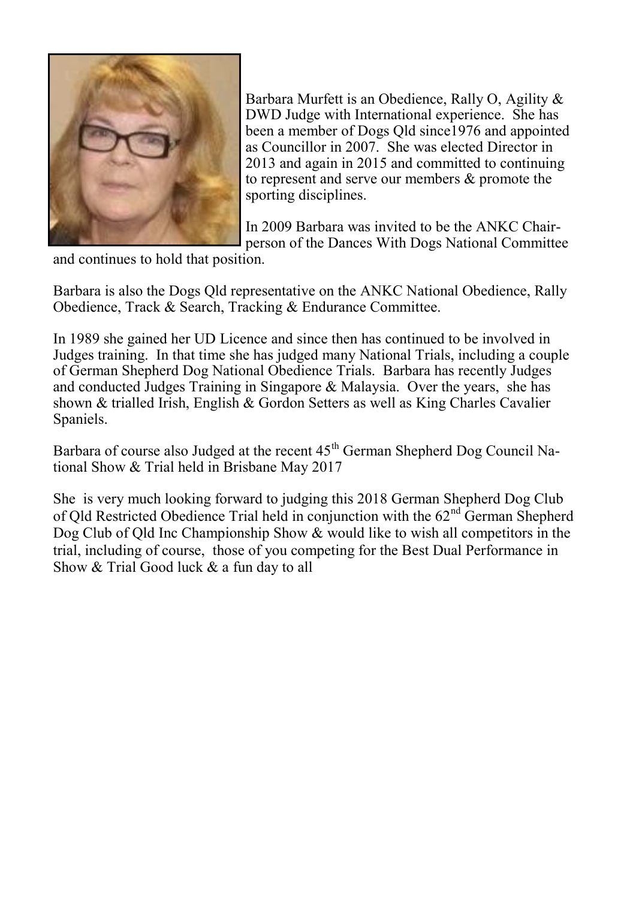Barbara Murfett is an Obedience, Rally O, Agility & DWD Judge with International experience. She has been a member of Dogs Qld since1976 and appointed as Councillor in 2007. She was elected Director in 2013 and again in 2015 and committed to continuing to represent and serve our members & promote the sporting disciplines.

In 2009 Barbara was invited to be the ANKC Chairperson of the Dances With Dogs National Committee and continues to hold that position.

Barbara is also the Dogs Qld representative on the ANKC National Obedience, Rally Obedience, Track & Search, Tracking & Endurance Committee.

In 1989 she gained her UD Licence and since then has continued to be involved in Judges training. In that time she has judged many National Trials, including a couple of German Shepherd Dog National Obedience Trials. Barbara has recently Judges and conducted Judges Training in Singapore & Malaysia. Over the years, she has shown & trialled Irish, English & Gordon Setters as well as King Charles Cavalier Spaniels.

Barbara of course also Judged at the recent 45th German Shepherd Dog Council National Show & Trial held in Brisbane May 2017

She is very much looking forward to judging this 2018 German Shepherd Dog Club of Qld Restricted Obedience Trial held in conjunction with the 62nd German Shepherd Dog Club of Qld Inc Championship Show & would like to wish all competitors in the trial, including of course, those of you competing for the Best Dual Performance in Show & Trial Good luck & a fun day to all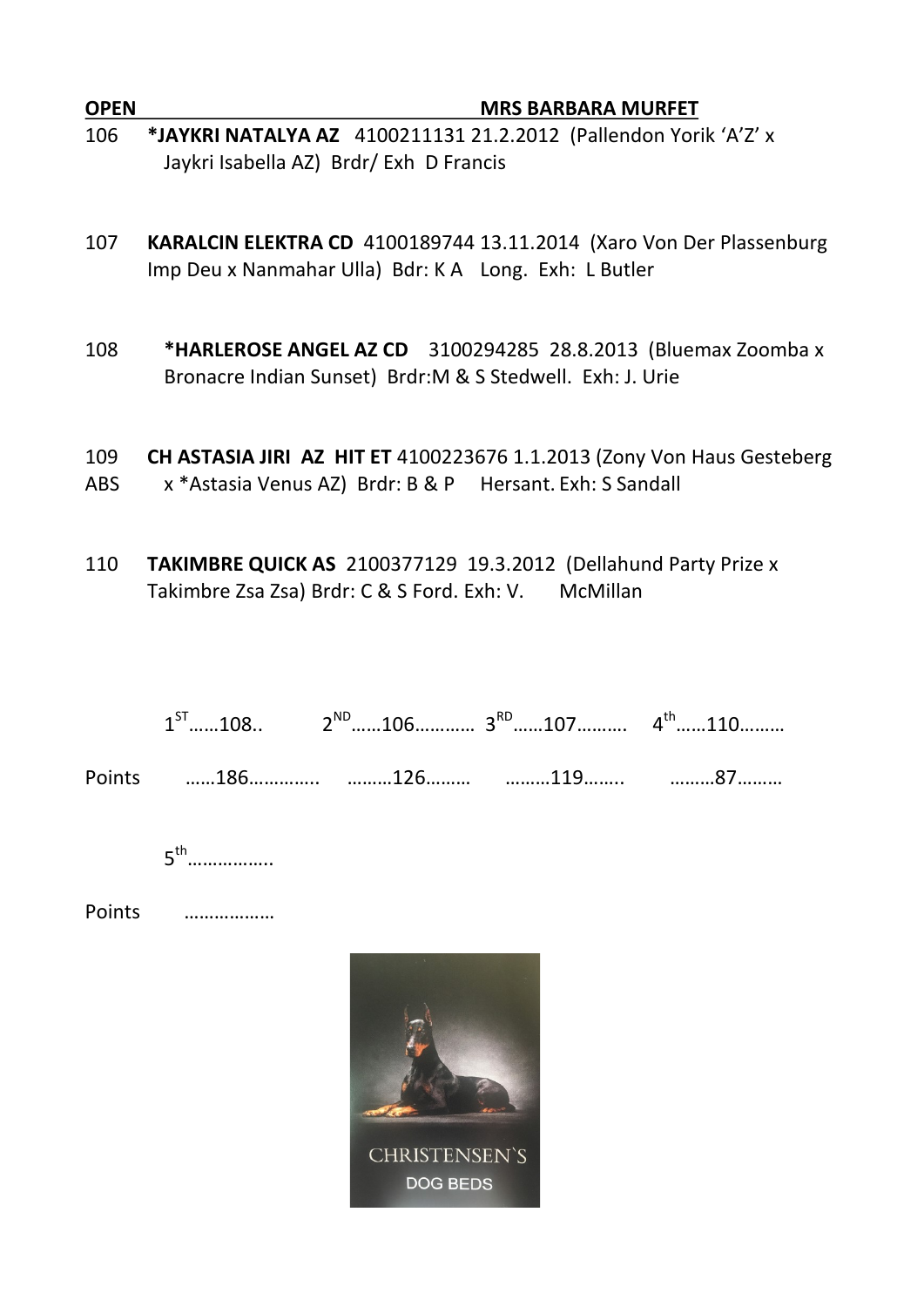**OPEN** **MRS BARBARA MURFET**

106 **\*JAYKRI NATALYA AZ** 4100211131 21.2.2012 (Pallendon Yorik 'A'Z' x Jaykri Isabella AZ) Brdr/ Exh D Francis

107 **KARALCIN ELEKTRA CD** 4100189744 13.11.2014 (Xaro Von Der Plassenburg Imp Deu x Nanmahar Ulla) Bdr: K A Long. Exh: L Butler

108 **\*HARLEROSE ANGEL AZ CD** 3100294285 28.8.2013 (Bluemax Zoomba x Bronacre Indian Sunset) Brdr:M & S Stedwell. Exh: J. Urie

109 ABS **CH ASTASIA JIRI AZ HIT ET** 4100223676 1.1.2013 (Zony Von Haus Gesteberg x \*Astasia Venus AZ) Brdr: B & P Hersant. Exh: S Sandall

110 **TAKIMBRE QUICK AS** 2100377129 19.3.2012 (Dellahund Party Prize x Takimbre Zsa Zsa) Brdr: C & S Ford. Exh: V. McMillan

| | 1ST | 2ND | 3RD | 4th |
|---|---|---|---|---|
| | 108 | 106 | 107 | 110 |
| Points | 186 | 126 | 119 | 87 |

5th……………..

Points ………………

CHRISTENSEN`S DOG BEDS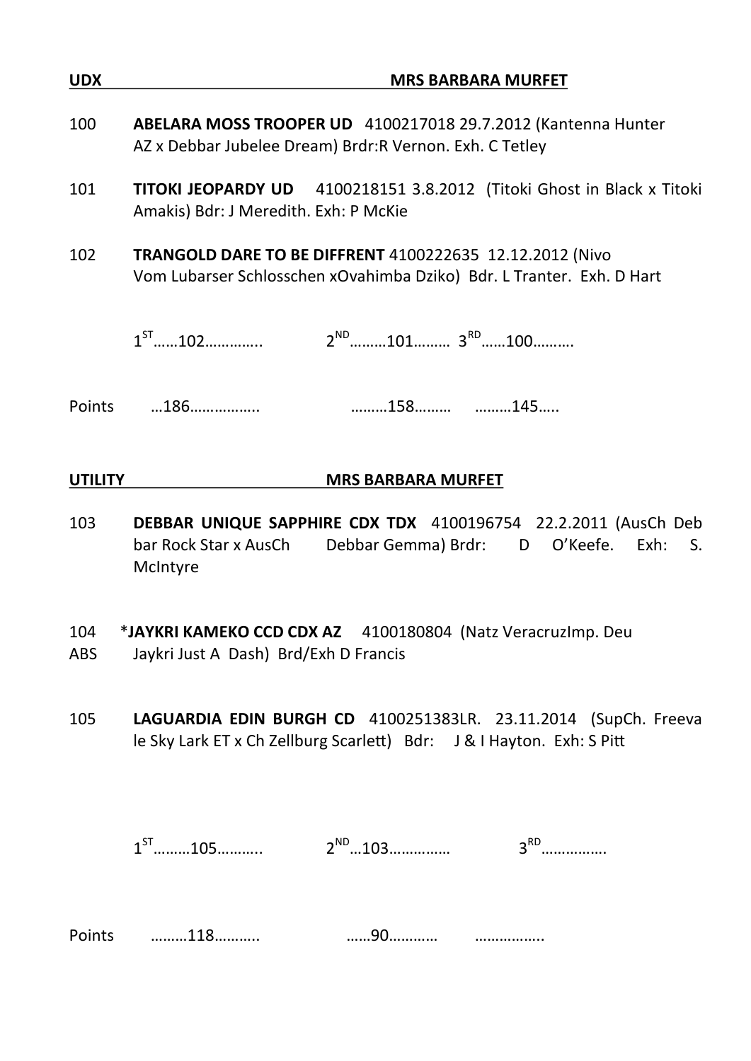**UDX** **MRS BARBARA MURFET**

100 **ABELARA MOSS TROOPER UD** 4100217018 29.7.2012 (Kantenna Hunter AZ x Debbar Jubelee Dream) Brdr:R Vernon. Exh. C Tetley

101 **TITOKI JEOPARDY UD** 4100218151 3.8.2012 (Titoki Ghost in Black x Titoki Amakis) Bdr: J Meredith. Exh: P McKie

102 **TRANGOLD DARE TO BE DIFFRENT** 4100222635 12.12.2012 (Nivo Vom Lubarser Schlosschen xOvahimba Dziko) Bdr. L Tranter. Exh. D Hart

1ST……102………….. 2ND………101……… 3RD……100……….

Points …186…………….. ………158……… ………145…..

**UTILITY** **MRS BARBARA MURFET**

103 **DEBBAR UNIQUE SAPPHIRE CDX TDX** 4100196754 22.2.2011 (AusCh Deb bar Rock Star x AusCh Debbar Gemma) Brdr: D O'Keefe. Exh: S. McIntyre

104 *__JAYKRI KAMEKO CCD CDX AZ__ 4100180804 (Natz VeracruzImp. Deu
ABS Jaykri Just A Dash) Brd/Exh D Francis

105 **LAGUARDIA EDIN BURGH CD** 4100251383LR. 23.11.2014 (SupCh. Freeva le Sky Lark ET x Ch Zellburg Scarlett) Bdr: J & I Hayton. Exh: S Pitt

1ST………105……….. 2ND…103…………… 3RD…………….

Points ………118……….. ……90………… ……………..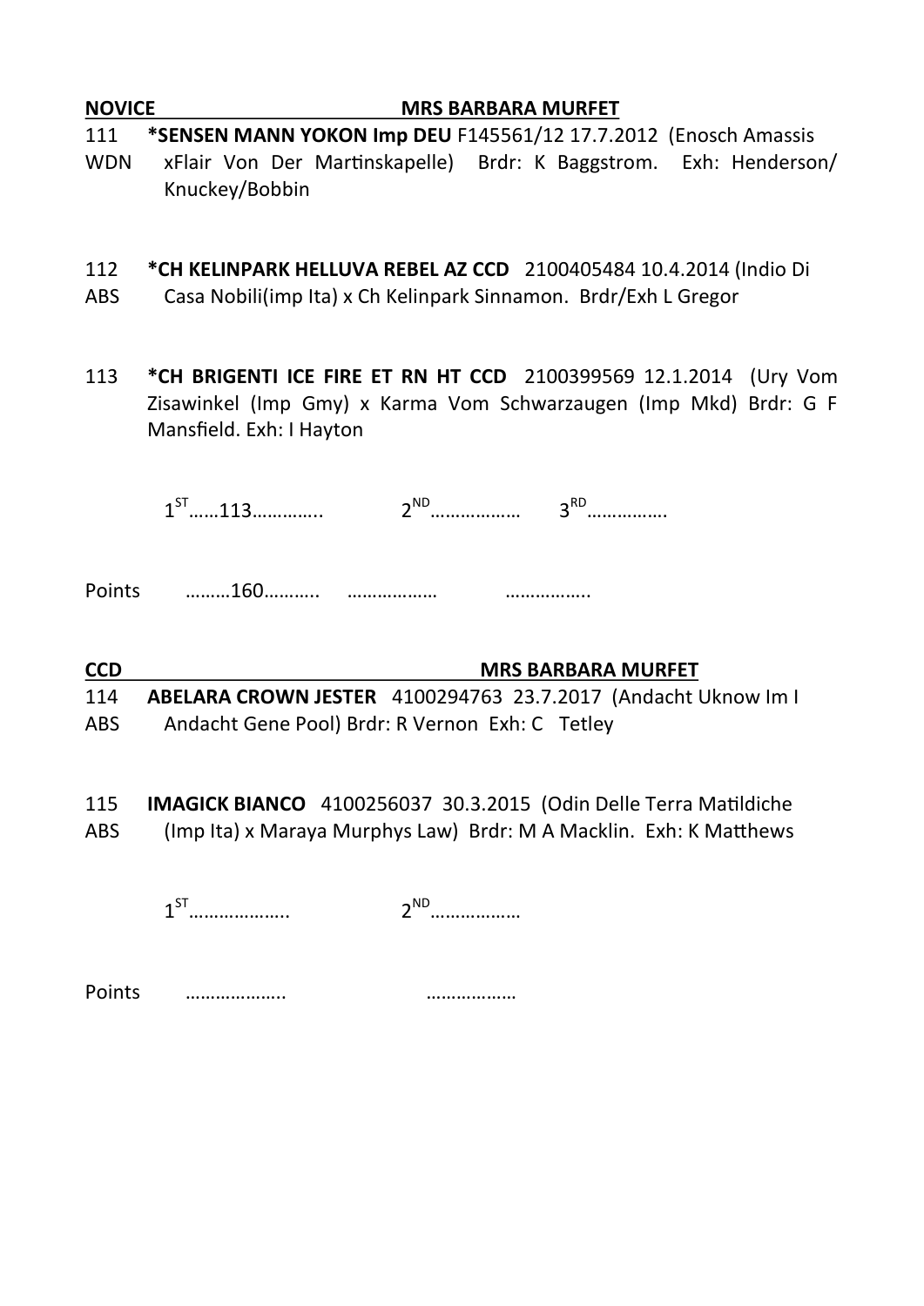**NOVICE** **MRS BARBARA MURFET**

111 **\*SENSEN MANN YOKON Imp DEU** F145561/12 17.7.2012 (Enosch Amassis
WDN xFlair Von Der Martinskapelle) Brdr: K Baggstrom. Exh: Henderson/ Knuckey/Bobbin

112 **\*CH KELINPARK HELLUVA REBEL AZ CCD** 2100405484 10.4.2014 (Indio Di
ABS Casa Nobili(imp Ita) x Ch Kelinpark Sinnamon. Brdr/Exh L Gregor

113 **\*CH BRIGENTI ICE FIRE ET RN HT CCD** 2100399569 12.1.2014 (Ury Vom Zisawinkel (Imp Gmy) x Karma Vom Schwarzaugen (Imp Mkd) Brdr: G F Mansfield. Exh: I Hayton

1ST……113………….. 2ND……………… 3RD…………….

Points ………160……….. ……………… ……………..

**CCD** **MRS BARBARA MURFET**

114 **ABELARA CROWN JESTER** 4100294763 23.7.2017 (Andacht Uknow Im I
ABS Andacht Gene Pool) Brdr: R Vernon Exh: C Tetley

115 **IMAGICK BIANCO** 4100256037 30.3.2015 (Odin Delle Terra Matildiche
ABS (Imp Ita) x Maraya Murphys Law) Brdr: M A Macklin. Exh: K Matthews

1ST……………….. 2ND………………

Points ……………….. ………………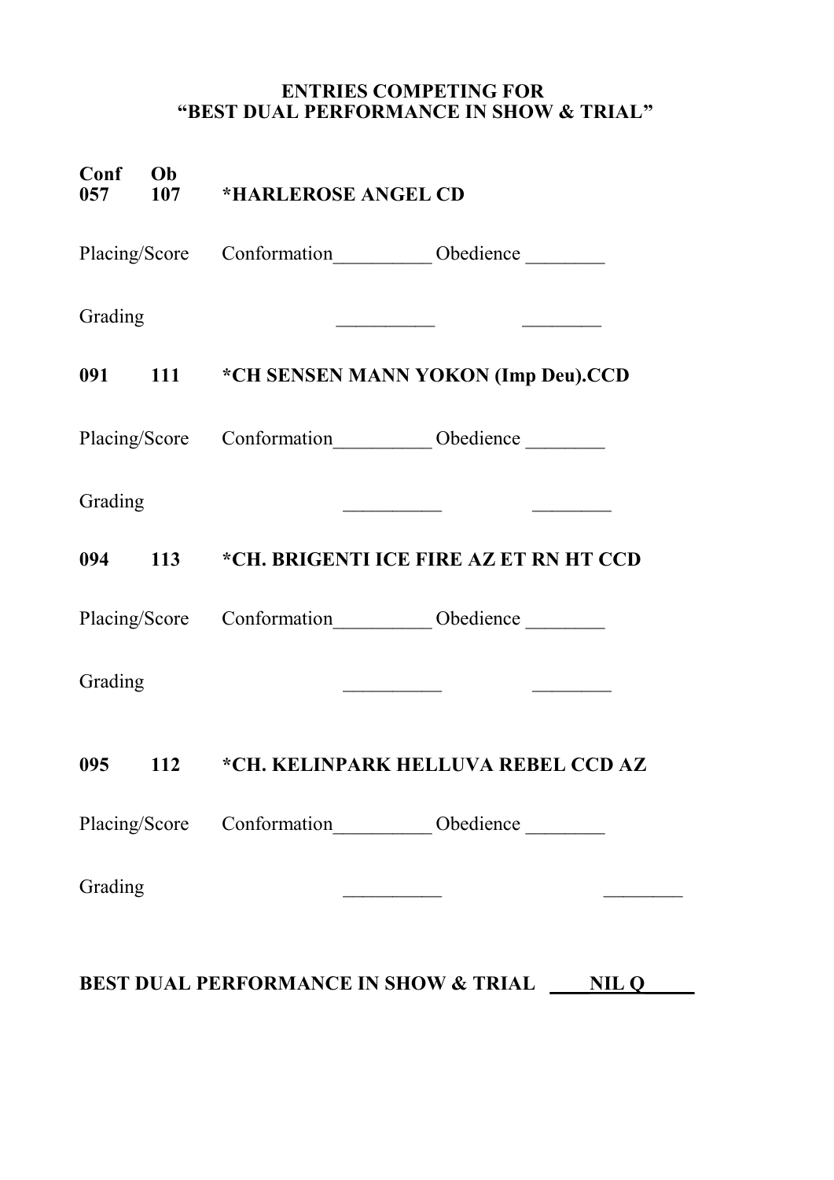**ENTRIES COMPETING FOR**
**"BEST DUAL PERFORMANCE IN SHOW & TRIAL"**

**Conf Ob**
**057 107 *HARLEROSE ANGEL CD**

Placing/Score Conformation__________ Obedience ________

Grading __________ ________

**091 111 *CH SENSEN MANN YOKON (Imp Deu).CCD**

Placing/Score Conformation__________ Obedience ________

Grading __________ ________

**094 113 *CH. BRIGENTI ICE FIRE AZ ET RN HT CCD**

Placing/Score Conformation__________ Obedience ________

Grading __________ ________

**095 112 *CH. KELINPARK HELLUVA REBEL CCD AZ**

Placing/Score Conformation__________ Obedience ________

Grading __________ ________

**BEST DUAL PERFORMANCE IN SHOW & TRIAL ____NIL Q_____**